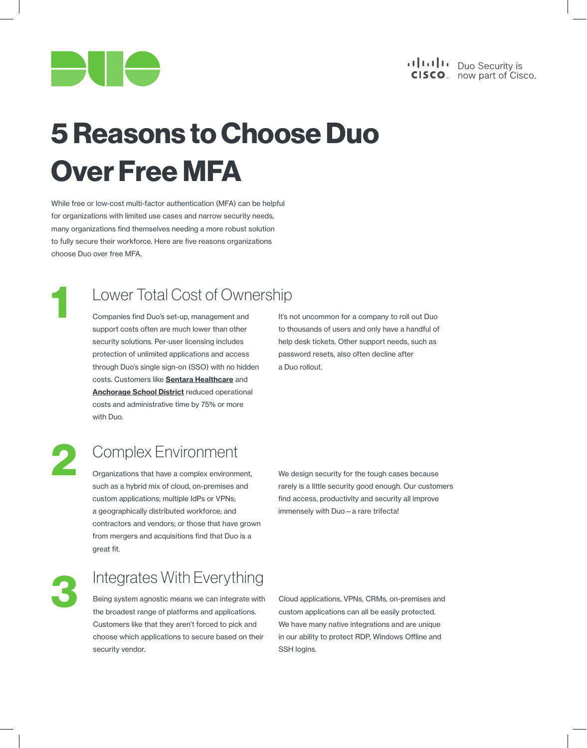Duo Security is now part of Cisco.

# 5 Reasons to Choose Duo Over Free MFA

While free or low-cost multi-factor authentication (MFA) can be helpful for organizations with limited use cases and narrow security needs, many organizations find themselves needing a more robust solution to fully secure their workforce. Here are five reasons organizations choose Duo over free MFA.

## 1 Lower Total Cost of Ownership

Companies find Duo's set-up, management and support costs often are much lower than other security solutions. Per-user licensing includes protection of unlimited applications and access through Duo's single sign-on (SSO) with no hidden costs. Customers like **Sentara Healthcare** and **Anchorage School District** reduced operational costs and administrative time by 75% or more with Duo.

It's not uncommon for a company to roll out Duo to thousands of users and only have a handful of help desk tickets. Other support needs, such as password resets, also often decline after a Duo rollout.

## 2 Complex Environment

Organizations that have a complex environment, such as a hybrid mix of cloud, on-premises and custom applications; multiple IdPs or VPNs; a geographically distributed workforce; and contractors and vendors; or those that have grown from mergers and acquisitions find that Duo is a great fit.

We design security for the tough cases because rarely is a little security good enough. Our customers find access, productivity and security all improve immensely with Duo – a rare trifecta!

## 3 Integrates With Everything

Being system agnostic means we can integrate with the broadest range of platforms and applications. Customers like that they aren't forced to pick and choose which applications to secure based on their security vendor.

Cloud applications, VPNs, CRMs, on-premises and custom applications can all be easily protected. We have many native integrations and are unique in our ability to protect RDP, Windows Offline and SSH logins.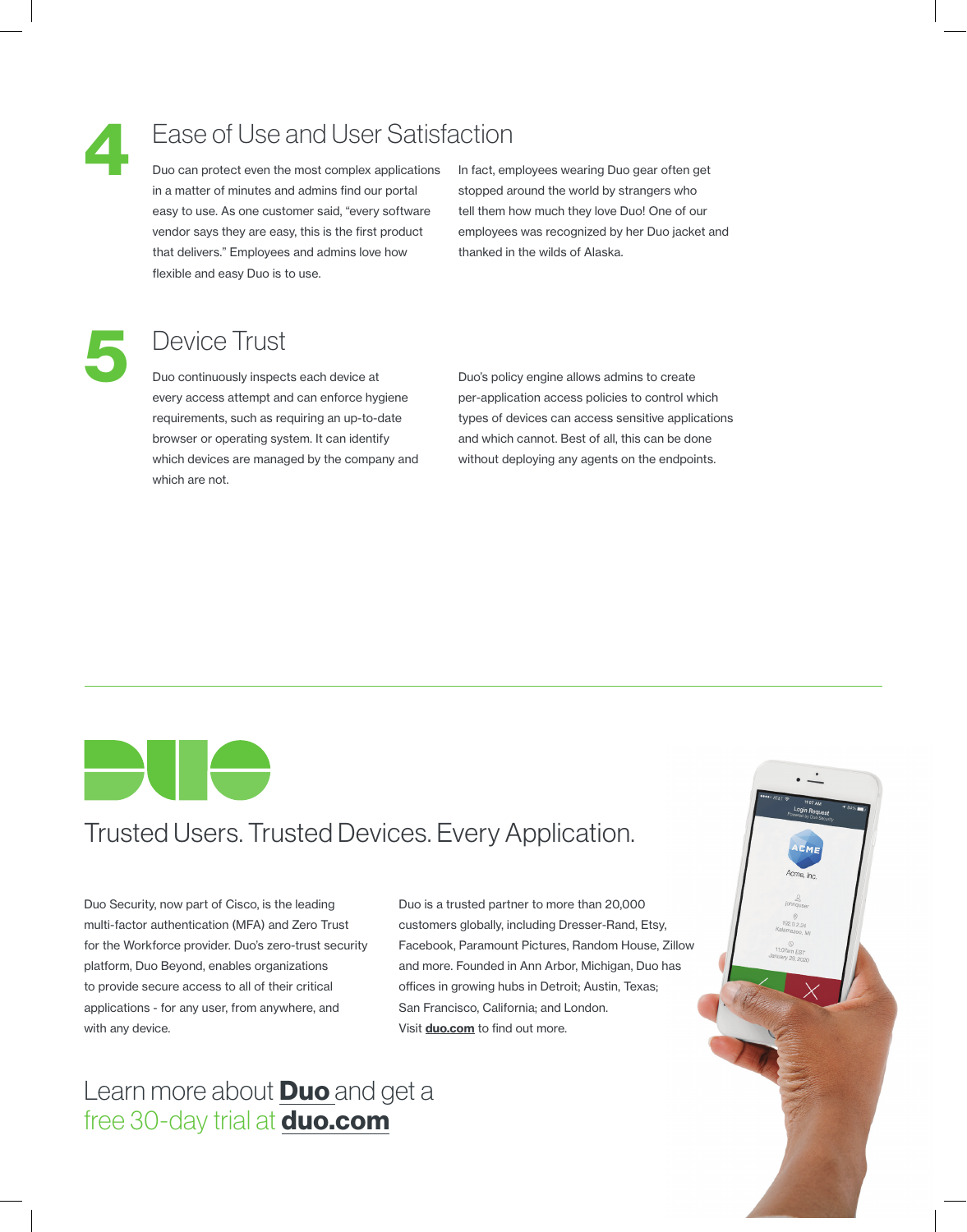## 4 Ease of Use and User Satisfaction

Duo can protect even the most complex applications in a matter of minutes and admins find our portal easy to use. As one customer said, "every software vendor says they are easy, this is the first product that delivers." Employees and admins love how flexible and easy Duo is to use.

In fact, employees wearing Duo gear often get stopped around the world by strangers who tell them how much they love Duo! One of our employees was recognized by her Duo jacket and thanked in the wilds of Alaska.

## 5 Device Trust

Duo continuously inspects each device at every access attempt and can enforce hygiene requirements, such as requiring an up-to-date browser or operating system. It can identify which devices are managed by the company and which are not.

Duo's policy engine allows admins to create per-application access policies to control which types of devices can access sensitive applications and which cannot. Best of all, this can be done without deploying any agents on the endpoints.

---

# Trusted Users. Trusted Devices. Every Application.

Duo Security, now part of Cisco, is the leading multi-factor authentication (MFA) and Zero Trust for the Workforce provider. Duo's zero-trust security platform, Duo Beyond, enables organizations to provide secure access to all of their critical applications - for any user, from anywhere, and with any device.

Duo is a trusted partner to more than 20,000 customers globally, including Dresser-Rand, Etsy, Facebook, Paramount Pictures, Random House, Zillow and more. Founded in Ann Arbor, Michigan, Duo has offices in growing hubs in Detroit; Austin, Texas; San Francisco, California; and London. Visit **duo.com** to find out more.

## Learn more about **Duo** and get a free 30-day trial at **duo.com**